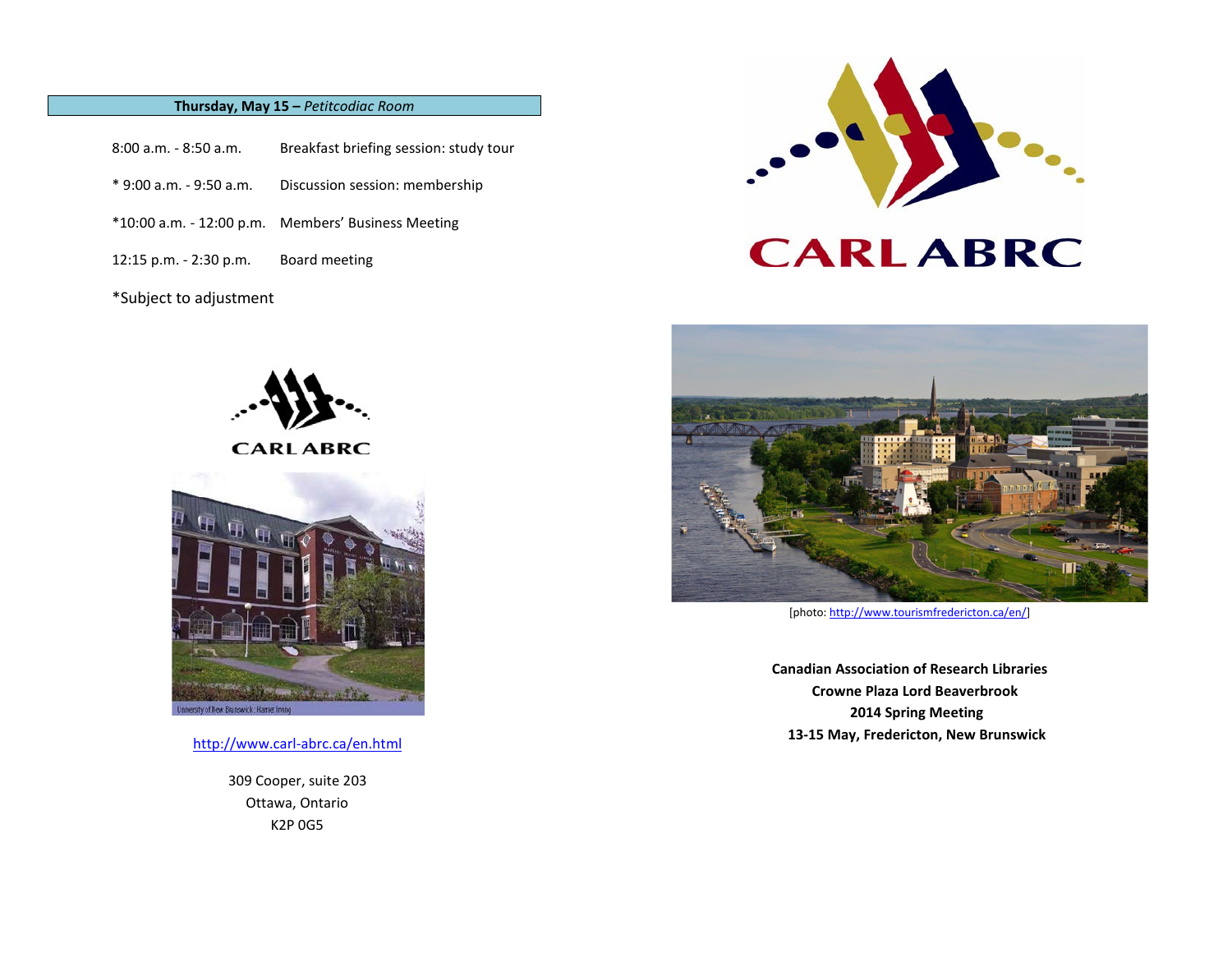**Thursday, May 15 –** *Petitcodiac Room*

| | |
|---|---|
| 8:00 a.m. - 8:50 a.m. | Breakfast briefing session: study tour |
| * 9:00 a.m. - 9:50 a.m. | Discussion session: membership |
| *10:00 a.m. - 12:00 p.m. | Members' Business Meeting |
| 12:15 p.m. - 2:30 p.m. | Board meeting |

*Subject to adjustment

CARL ABRC

University of New Brunswick: Harriet Irving

http://www.carl-abrc.ca/en.html

309 Cooper, suite 203
Ottawa, Ontario
K2P 0G5

CARL ABRC

[photo: http://www.tourismfredericton.ca/en/]

**Canadian Association of Research Libraries**
**Crowne Plaza Lord Beaverbrook**
**2014 Spring Meeting**
**13-15 May, Fredericton, New Brunswick**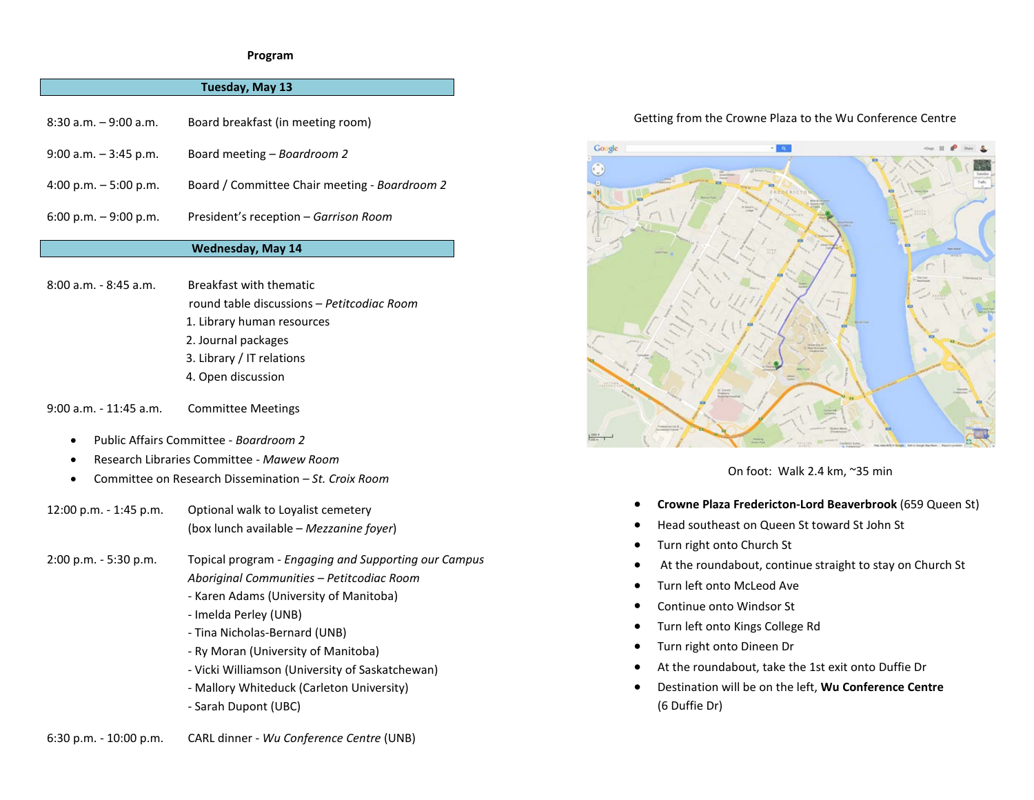## Program

### Tuesday, May 13

| | |
|---|---|
| 8:30 a.m. – 9:00 a.m. | Board breakfast (in meeting room) |
| 9:00 a.m. – 3:45 p.m. | Board meeting – *Boardroom 2* |
| 4:00 p.m. – 5:00 p.m. | Board / Committee Chair meeting - *Boardroom 2* |
| 6:00 p.m. – 9:00 p.m. | President's reception – *Garrison Room* |

### Wednesday, May 14

8:00 a.m. - 8:45 a.m. Breakfast with thematic round table discussions – *Petitcodiac Room*

1. Library human resources
2. Journal packages
3. Library / IT relations
4. Open discussion

9:00 a.m. - 11:45 a.m. Committee Meetings

- Public Affairs Committee - *Boardroom 2*
- Research Libraries Committee - *Mawew Room*
- Committee on Research Dissemination – *St. Croix Room*

12:00 p.m. - 1:45 p.m. Optional walk to Loyalist cemetery (box lunch available – *Mezzanine foyer*)

2:00 p.m. - 5:30 p.m. Topical program - *Engaging and Supporting our Campus Aboriginal Communities – Petitcodiac Room*

- Karen Adams (University of Manitoba)
- Imelda Perley (UNB)
- Tina Nicholas-Bernard (UNB)
- Ry Moran (University of Manitoba)
- Vicki Williamson (University of Saskatchewan)
- Mallory Whiteduck (Carleton University)
- Sarah Dupont (UBC)

6:30 p.m. - 10:00 p.m. CARL dinner - *Wu Conference Centre* (UNB)

Getting from the Crowne Plaza to the Wu Conference Centre

On foot: Walk 2.4 km, ~35 min

- **Crowne Plaza Fredericton-Lord Beaverbrook** (659 Queen St)
- Head southeast on Queen St toward St John St
- Turn right onto Church St
- At the roundabout, continue straight to stay on Church St
- Turn left onto McLeod Ave
- Continue onto Windsor St
- Turn left onto Kings College Rd
- Turn right onto Dineen Dr
- At the roundabout, take the 1st exit onto Duffie Dr
- Destination will be on the left, **Wu Conference Centre** (6 Duffie Dr)